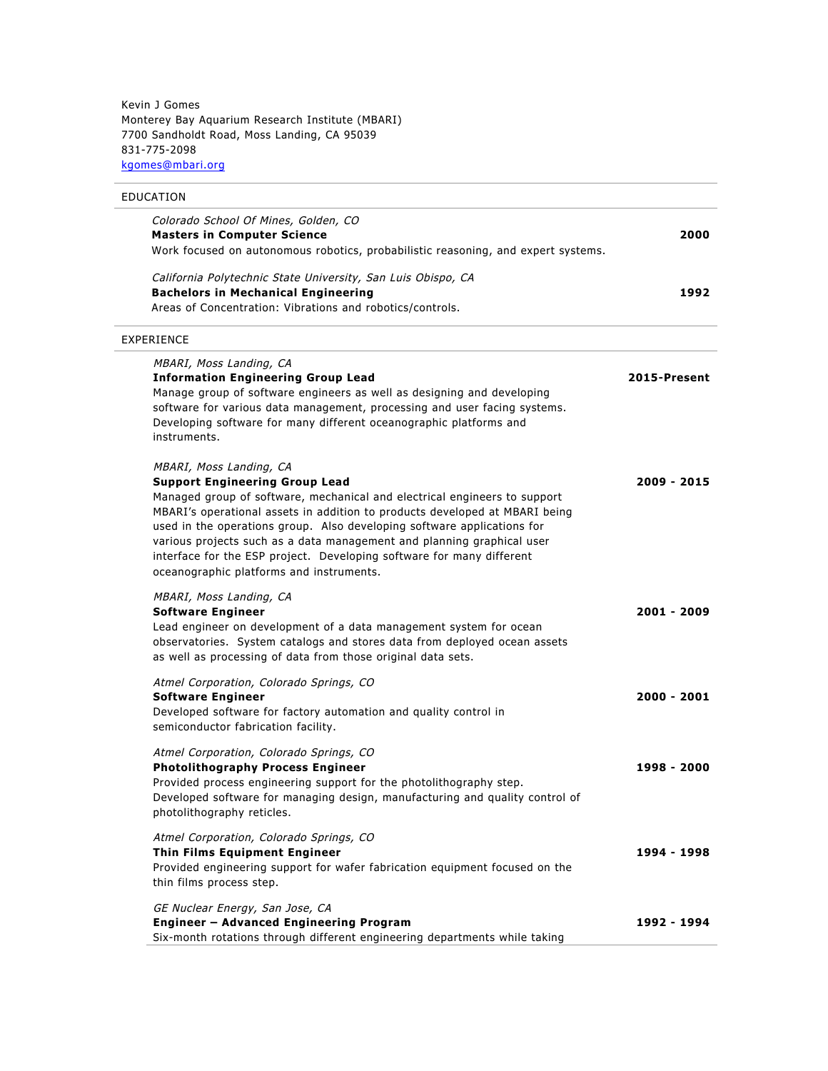Kevin J Gomes
Monterey Bay Aquarium Research Institute (MBARI)
7700 Sandholdt Road, Moss Landing, CA 95039
831-775-2098
[kgomes@mbari.org](mailto:kgomes@mbari.org)

## EDUCATION

*Colorado School Of Mines, Golden, CO*
**Masters in Computer Science** — **2000**
Work focused on autonomous robotics, probabilistic reasoning, and expert systems.

*California Polytechnic State University, San Luis Obispo, CA*
**Bachelors in Mechanical Engineering** — **1992**
Areas of Concentration: Vibrations and robotics/controls.

## EXPERIENCE

*MBARI, Moss Landing, CA*
**Information Engineering Group Lead** — **2015-Present**
Manage group of software engineers as well as designing and developing software for various data management, processing and user facing systems. Developing software for many different oceanographic platforms and instruments.

*MBARI, Moss Landing, CA*
**Support Engineering Group Lead** — **2009 - 2015**
Managed group of software, mechanical and electrical engineers to support MBARI's operational assets in addition to products developed at MBARI being used in the operations group. Also developing software applications for various projects such as a data management and planning graphical user interface for the ESP project. Developing software for many different oceanographic platforms and instruments.

*MBARI, Moss Landing, CA*
**Software Engineer** — **2001 - 2009**
Lead engineer on development of a data management system for ocean observatories. System catalogs and stores data from deployed ocean assets as well as processing of data from those original data sets.

*Atmel Corporation, Colorado Springs, CO*
**Software Engineer** — **2000 - 2001**
Developed software for factory automation and quality control in semiconductor fabrication facility.

*Atmel Corporation, Colorado Springs, CO*
**Photolithography Process Engineer** — **1998 - 2000**
Provided process engineering support for the photolithography step. Developed software for managing design, manufacturing and quality control of photolithography reticles.

*Atmel Corporation, Colorado Springs, CO*
**Thin Films Equipment Engineer** — **1994 - 1998**
Provided engineering support for wafer fabrication equipment focused on the thin films process step.

*GE Nuclear Energy, San Jose, CA*
**Engineer – Advanced Engineering Program** — **1992 - 1994**
Six-month rotations through different engineering departments while taking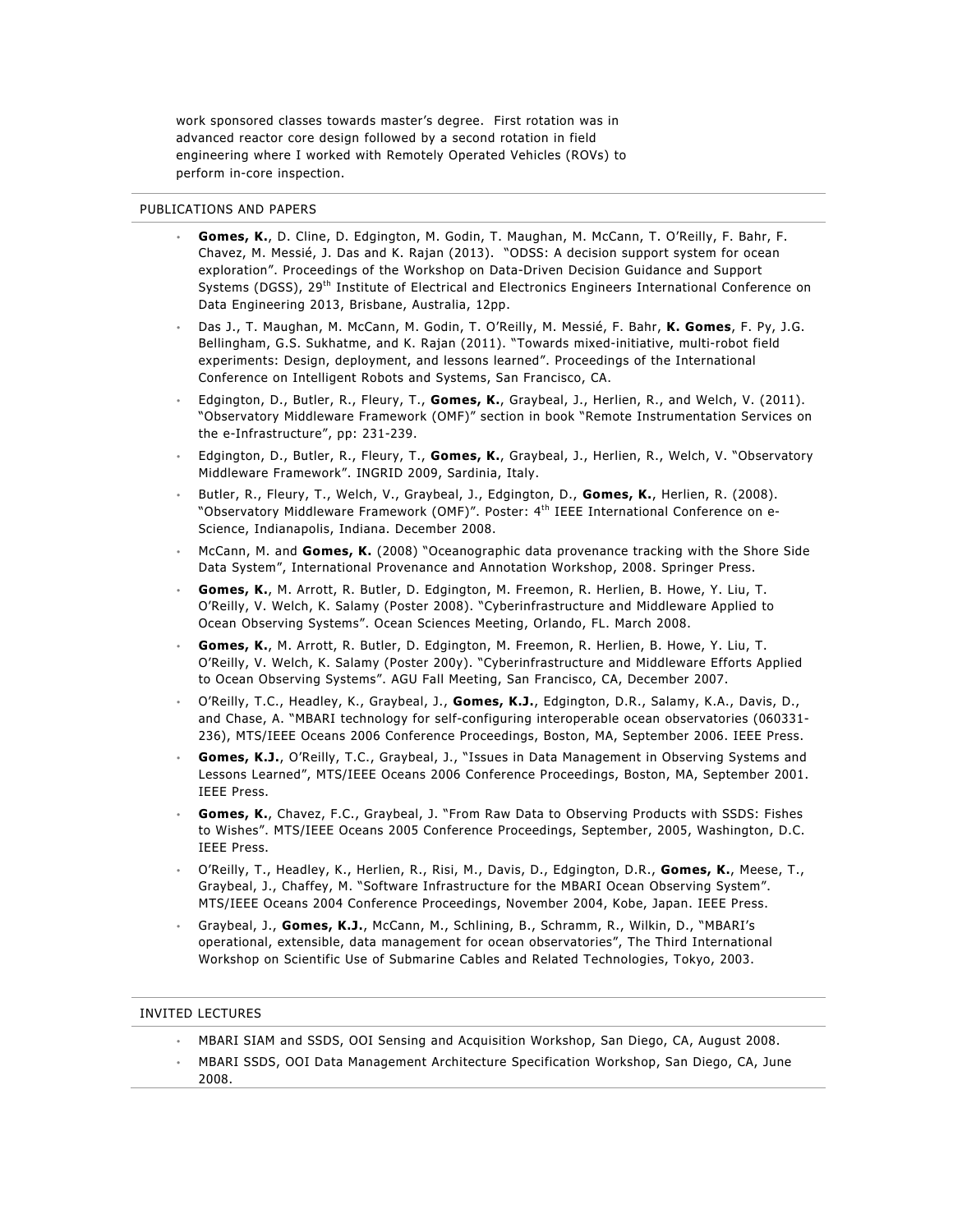work sponsored classes towards master's degree. First rotation was in advanced reactor core design followed by a second rotation in field engineering where I worked with Remotely Operated Vehicles (ROVs) to perform in-core inspection.

## PUBLICATIONS AND PAPERS

- **Gomes, K.**, D. Cline, D. Edgington, M. Godin, T. Maughan, M. McCann, T. O'Reilly, F. Bahr, F. Chavez, M. Messié, J. Das and K. Rajan (2013). "ODSS: A decision support system for ocean exploration". Proceedings of the Workshop on Data-Driven Decision Guidance and Support Systems (DGSS), 29th Institute of Electrical and Electronics Engineers International Conference on Data Engineering 2013, Brisbane, Australia, 12pp.
- Das J., T. Maughan, M. McCann, M. Godin, T. O'Reilly, M. Messié, F. Bahr, **K. Gomes**, F. Py, J.G. Bellingham, G.S. Sukhatme, and K. Rajan (2011). "Towards mixed-initiative, multi-robot field experiments: Design, deployment, and lessons learned". Proceedings of the International Conference on Intelligent Robots and Systems, San Francisco, CA.
- Edgington, D., Butler, R., Fleury, T., **Gomes, K.**, Graybeal, J., Herlien, R., and Welch, V. (2011). "Observatory Middleware Framework (OMF)" section in book "Remote Instrumentation Services on the e-Infrastructure", pp: 231-239.
- Edgington, D., Butler, R., Fleury, T., **Gomes, K.**, Graybeal, J., Herlien, R., Welch, V. "Observatory Middleware Framework". INGRID 2009, Sardinia, Italy.
- Butler, R., Fleury, T., Welch, V., Graybeal, J., Edgington, D., **Gomes, K.**, Herlien, R. (2008). "Observatory Middleware Framework (OMF)". Poster: 4th IEEE International Conference on e-Science, Indianapolis, Indiana. December 2008.
- McCann, M. and **Gomes, K.** (2008) "Oceanographic data provenance tracking with the Shore Side Data System", International Provenance and Annotation Workshop, 2008. Springer Press.
- **Gomes, K.**, M. Arrott, R. Butler, D. Edgington, M. Freemon, R. Herlien, B. Howe, Y. Liu, T. O'Reilly, V. Welch, K. Salamy (Poster 2008). "Cyberinfrastructure and Middleware Applied to Ocean Observing Systems". Ocean Sciences Meeting, Orlando, FL. March 2008.
- **Gomes, K.**, M. Arrott, R. Butler, D. Edgington, M. Freemon, R. Herlien, B. Howe, Y. Liu, T. O'Reilly, V. Welch, K. Salamy (Poster 200y). "Cyberinfrastructure and Middleware Efforts Applied to Ocean Observing Systems". AGU Fall Meeting, San Francisco, CA, December 2007.
- O'Reilly, T.C., Headley, K., Graybeal, J., **Gomes, K.J.**, Edgington, D.R., Salamy, K.A., Davis, D., and Chase, A. "MBARI technology for self-configuring interoperable ocean observatories (060331-236), MTS/IEEE Oceans 2006 Conference Proceedings, Boston, MA, September 2006. IEEE Press.
- **Gomes, K.J.**, O'Reilly, T.C., Graybeal, J., "Issues in Data Management in Observing Systems and Lessons Learned", MTS/IEEE Oceans 2006 Conference Proceedings, Boston, MA, September 2001. IEEE Press.
- **Gomes, K.**, Chavez, F.C., Graybeal, J. "From Raw Data to Observing Products with SSDS: Fishes to Wishes". MTS/IEEE Oceans 2005 Conference Proceedings, September, 2005, Washington, D.C. IEEE Press.
- O'Reilly, T., Headley, K., Herlien, R., Risi, M., Davis, D., Edgington, D.R., **Gomes, K.**, Meese, T., Graybeal, J., Chaffey, M. "Software Infrastructure for the MBARI Ocean Observing System". MTS/IEEE Oceans 2004 Conference Proceedings, November 2004, Kobe, Japan. IEEE Press.
- Graybeal, J., **Gomes, K.J.**, McCann, M., Schlining, B., Schramm, R., Wilkin, D., "MBARI's operational, extensible, data management for ocean observatories", The Third International Workshop on Scientific Use of Submarine Cables and Related Technologies, Tokyo, 2003.

## INVITED LECTURES

- MBARI SIAM and SSDS, OOI Sensing and Acquisition Workshop, San Diego, CA, August 2008.
- MBARI SSDS, OOI Data Management Architecture Specification Workshop, San Diego, CA, June 2008.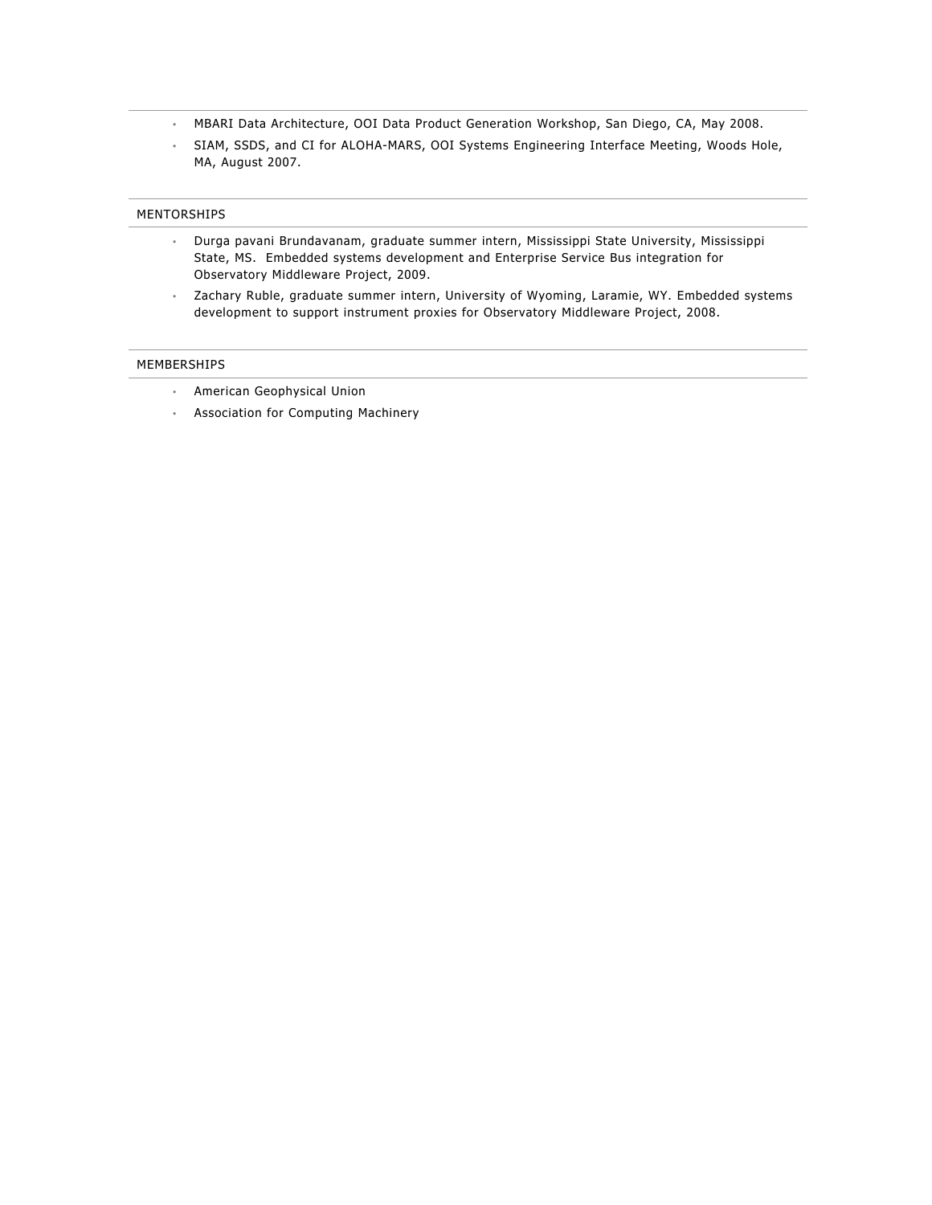- MBARI Data Architecture, OOI Data Product Generation Workshop, San Diego, CA, May 2008.
- SIAM, SSDS, and CI for ALOHA-MARS, OOI Systems Engineering Interface Meeting, Woods Hole, MA, August 2007.

## MENTORSHIPS

- Durga pavani Brundavanam, graduate summer intern, Mississippi State University, Mississippi State, MS. Embedded systems development and Enterprise Service Bus integration for Observatory Middleware Project, 2009.
- Zachary Ruble, graduate summer intern, University of Wyoming, Laramie, WY. Embedded systems development to support instrument proxies for Observatory Middleware Project, 2008.

## MEMBERSHIPS

- American Geophysical Union
- Association for Computing Machinery